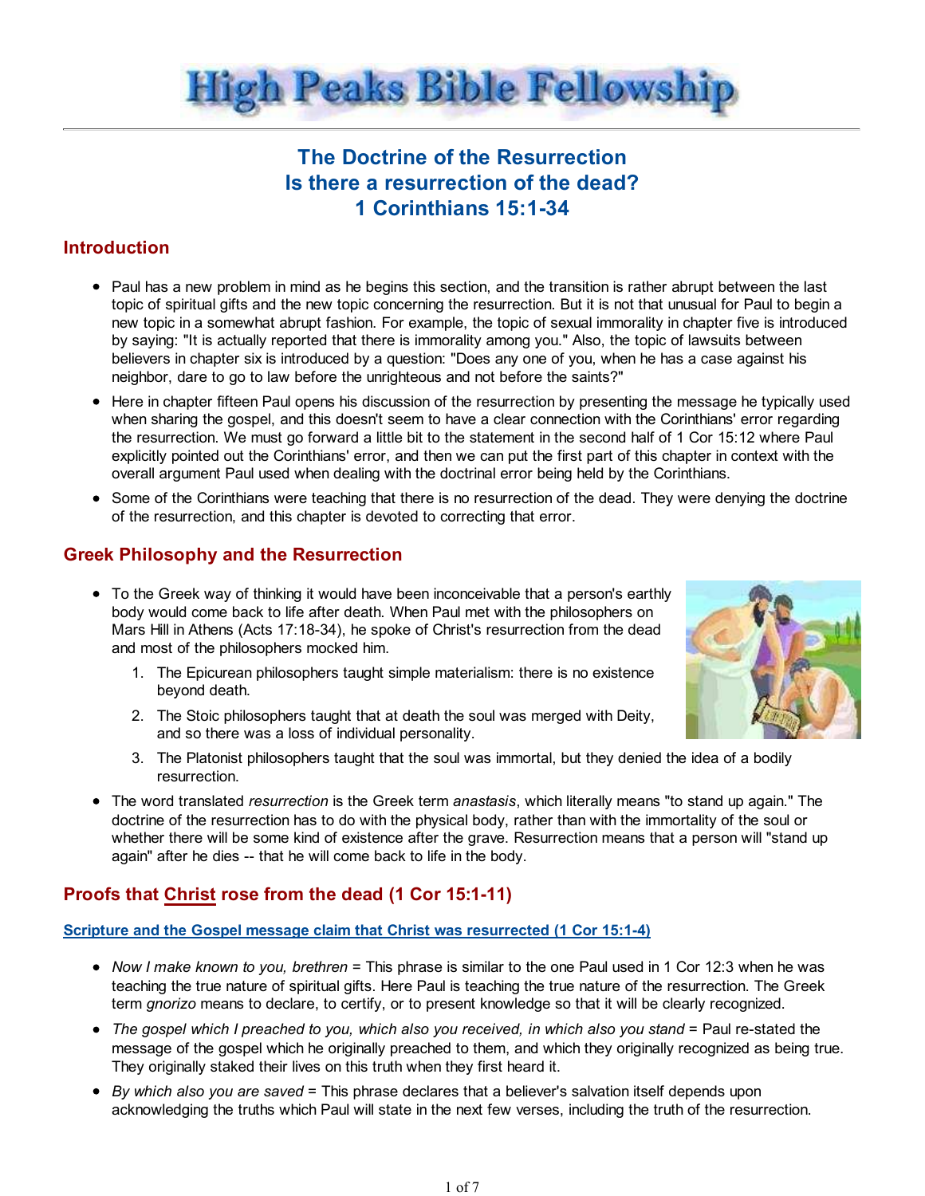# High Peaks Bible Fellowship

## The Doctrine of the Resurrection
## Is there a resurrection of the dead?
## 1 Corinthians 15:1-34

### Introduction

- Paul has a new problem in mind as he begins this section, and the transition is rather abrupt between the last topic of spiritual gifts and the new topic concerning the resurrection. But it is not that unusual for Paul to begin a new topic in a somewhat abrupt fashion. For example, the topic of sexual immorality in chapter five is introduced by saying: "It is actually reported that there is immorality among you." Also, the topic of lawsuits between believers in chapter six is introduced by a question: "Does any one of you, when he has a case against his neighbor, dare to go to law before the unrighteous and not before the saints?"
- Here in chapter fifteen Paul opens his discussion of the resurrection by presenting the message he typically used when sharing the gospel, and this doesn't seem to have a clear connection with the Corinthians' error regarding the resurrection. We must go forward a little bit to the statement in the second half of 1 Cor 15:12 where Paul explicitly pointed out the Corinthians' error, and then we can put the first part of this chapter in context with the overall argument Paul used when dealing with the doctrinal error being held by the Corinthians.
- Some of the Corinthians were teaching that there is no resurrection of the dead. They were denying the doctrine of the resurrection, and this chapter is devoted to correcting that error.

### Greek Philosophy and the Resurrection

- To the Greek way of thinking it would have been inconceivable that a person's earthly body would come back to life after death. When Paul met with the philosophers on Mars Hill in Athens (Acts 17:18-34), he spoke of Christ's resurrection from the dead and most of the philosophers mocked him.
  1. The Epicurean philosophers taught simple materialism: there is no existence beyond death.
  2. The Stoic philosophers taught that at death the soul was merged with Deity, and so there was a loss of individual personality.
  3. The Platonist philosophers taught that the soul was immortal, but they denied the idea of a bodily resurrection.
- The word translated *resurrection* is the Greek term *anastasis*, which literally means "to stand up again." The doctrine of the resurrection has to do with the physical body, rather than with the immortality of the soul or whether there will be some kind of existence after the grave. Resurrection means that a person will "stand up again" after he dies -- that he will come back to life in the body.

### Proofs that Christ rose from the dead (1 Cor 15:1-11)

#### Scripture and the Gospel message claim that Christ was resurrected (1 Cor 15:1-4)

- *Now I make known to you, brethren* = This phrase is similar to the one Paul used in 1 Cor 12:3 when he was teaching the true nature of spiritual gifts. Here Paul is teaching the true nature of the resurrection. The Greek term *gnorizo* means to declare, to certify, or to present knowledge so that it will be clearly recognized.
- *The gospel which I preached to you, which also you received, in which also you stand* = Paul re-stated the message of the gospel which he originally preached to them, and which they originally recognized as being true. They originally staked their lives on this truth when they first heard it.
- *By which also you are saved* = This phrase declares that a believer's salvation itself depends upon acknowledging the truths which Paul will state in the next few verses, including the truth of the resurrection.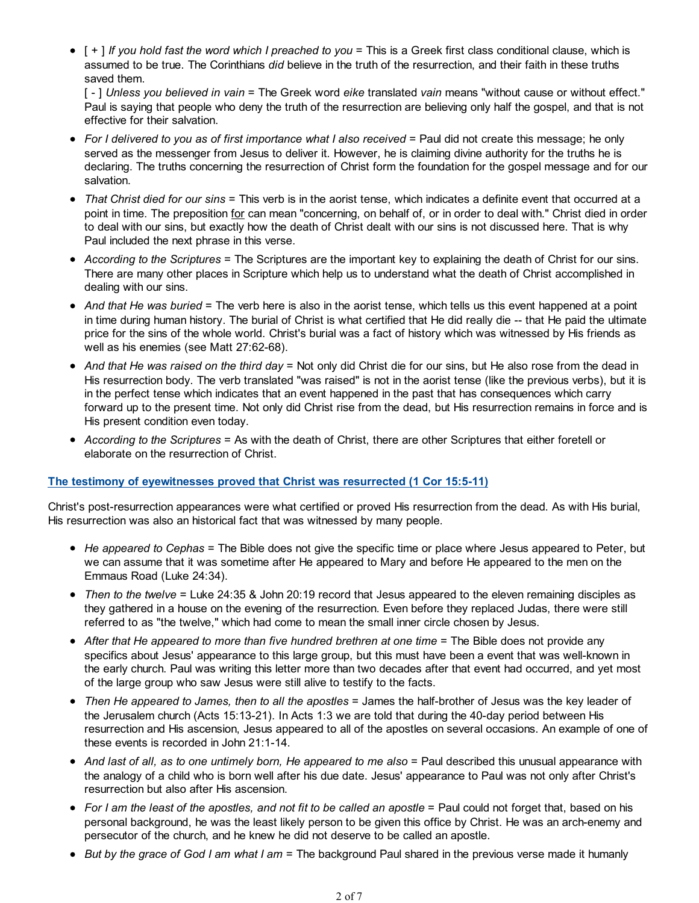- [ + ] *If you hold fast the word which I preached to you* = This is a Greek first class conditional clause, which is assumed to be true. The Corinthians *did* believe in the truth of the resurrection, and their faith in these truths saved them.
  [ - ] *Unless you believed in vain* = The Greek word *eike* translated *vain* means "without cause or without effect." Paul is saying that people who deny the truth of the resurrection are believing only half the gospel, and that is not effective for their salvation.
- *For I delivered to you as of first importance what I also received* = Paul did not create this message; he only served as the messenger from Jesus to deliver it. However, he is claiming divine authority for the truths he is declaring. The truths concerning the resurrection of Christ form the foundation for the gospel message and for our salvation.
- *That Christ died for our sins* = This verb is in the aorist tense, which indicates a definite event that occurred at a point in time. The preposition <u>for</u> can mean "concerning, on behalf of, or in order to deal with." Christ died in order to deal with our sins, but exactly how the death of Christ dealt with our sins is not discussed here. That is why Paul included the next phrase in this verse.
- *According to the Scriptures* = The Scriptures are the important key to explaining the death of Christ for our sins. There are many other places in Scripture which help us to understand what the death of Christ accomplished in dealing with our sins.
- *And that He was buried* = The verb here is also in the aorist tense, which tells us this event happened at a point in time during human history. The burial of Christ is what certified that He did really die -- that He paid the ultimate price for the sins of the whole world. Christ's burial was a fact of history which was witnessed by His friends as well as his enemies (see Matt 27:62-68).
- *And that He was raised on the third day* = Not only did Christ die for our sins, but He also rose from the dead in His resurrection body. The verb translated "was raised" is not in the aorist tense (like the previous verbs), but it is in the perfect tense which indicates that an event happened in the past that has consequences which carry forward up to the present time. Not only did Christ rise from the dead, but His resurrection remains in force and is His present condition even today.
- *According to the Scriptures* = As with the death of Christ, there are other Scriptures that either foretell or elaborate on the resurrection of Christ.

**The testimony of eyewitnesses proved that Christ was resurrected (1 Cor 15:5-11)**

Christ's post-resurrection appearances were what certified or proved His resurrection from the dead. As with His burial, His resurrection was also an historical fact that was witnessed by many people.

- *He appeared to Cephas* = The Bible does not give the specific time or place where Jesus appeared to Peter, but we can assume that it was sometime after He appeared to Mary and before He appeared to the men on the Emmaus Road (Luke 24:34).
- *Then to the twelve* = Luke 24:35 & John 20:19 record that Jesus appeared to the eleven remaining disciples as they gathered in a house on the evening of the resurrection. Even before they replaced Judas, there were still referred to as "the twelve," which had come to mean the small inner circle chosen by Jesus.
- *After that He appeared to more than five hundred brethren at one time* = The Bible does not provide any specifics about Jesus' appearance to this large group, but this must have been a event that was well-known in the early church. Paul was writing this letter more than two decades after that event had occurred, and yet most of the large group who saw Jesus were still alive to testify to the facts.
- *Then He appeared to James, then to all the apostles* = James the half-brother of Jesus was the key leader of the Jerusalem church (Acts 15:13-21). In Acts 1:3 we are told that during the 40-day period between His resurrection and His ascension, Jesus appeared to all of the apostles on several occasions. An example of one of these events is recorded in John 21:1-14.
- *And last of all, as to one untimely born, He appeared to me also* = Paul described this unusual appearance with the analogy of a child who is born well after his due date. Jesus' appearance to Paul was not only after Christ's resurrection but also after His ascension.
- *For I am the least of the apostles, and not fit to be called an apostle* = Paul could not forget that, based on his personal background, he was the least likely person to be given this office by Christ. He was an arch-enemy and persecutor of the church, and he knew he did not deserve to be called an apostle.
- *But by the grace of God I am what I am* = The background Paul shared in the previous verse made it humanly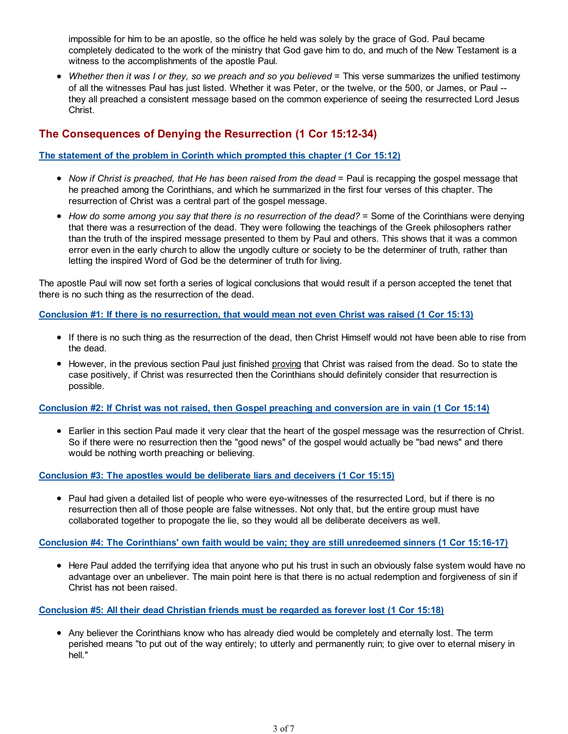impossible for him to be an apostle, so the office he held was solely by the grace of God. Paul became completely dedicated to the work of the ministry that God gave him to do, and much of the New Testament is a witness to the accomplishments of the apostle Paul.

- *Whether then it was I or they, so we preach and so you believed* = This verse summarizes the unified testimony of all the witnesses Paul has just listed. Whether it was Peter, or the twelve, or the 500, or James, or Paul -- they all preached a consistent message based on the common experience of seeing the resurrected Lord Jesus Christ.

## The Consequences of Denying the Resurrection (1 Cor 15:12-34)

### The statement of the problem in Corinth which prompted this chapter (1 Cor 15:12)

- *Now if Christ is preached, that He has been raised from the dead* = Paul is recapping the gospel message that he preached among the Corinthians, and which he summarized in the first four verses of this chapter. The resurrection of Christ was a central part of the gospel message.
- *How do some among you say that there is no resurrection of the dead?* = Some of the Corinthians were denying that there was a resurrection of the dead. They were following the teachings of the Greek philosophers rather than the truth of the inspired message presented to them by Paul and others. This shows that it was a common error even in the early church to allow the ungodly culture or society to be the determiner of truth, rather than letting the inspired Word of God be the determiner of truth for living.

The apostle Paul will now set forth a series of logical conclusions that would result if a person accepted the tenet that there is no such thing as the resurrection of the dead.

### Conclusion #1: If there is no resurrection, that would mean not even Christ was raised (1 Cor 15:13)

- If there is no such thing as the resurrection of the dead, then Christ Himself would not have been able to rise from the dead.
- However, in the previous section Paul just finished proving that Christ was raised from the dead. So to state the case positively, if Christ was resurrected then the Corinthians should definitely consider that resurrection is possible.

### Conclusion #2: If Christ was not raised, then Gospel preaching and conversion are in vain (1 Cor 15:14)

- Earlier in this section Paul made it very clear that the heart of the gospel message was the resurrection of Christ. So if there were no resurrection then the "good news" of the gospel would actually be "bad news" and there would be nothing worth preaching or believing.

### Conclusion #3: The apostles would be deliberate liars and deceivers (1 Cor 15:15)

- Paul had given a detailed list of people who were eye-witnesses of the resurrected Lord, but if there is no resurrection then all of those people are false witnesses. Not only that, but the entire group must have collaborated together to propogate the lie, so they would all be deliberate deceivers as well.

### Conclusion #4: The Corinthians' own faith would be vain; they are still unredeemed sinners (1 Cor 15:16-17)

- Here Paul added the terrifying idea that anyone who put his trust in such an obviously false system would have no advantage over an unbeliever. The main point here is that there is no actual redemption and forgiveness of sin if Christ has not been raised.

### Conclusion #5: All their dead Christian friends must be regarded as forever lost (1 Cor 15:18)

- Any believer the Corinthians know who has already died would be completely and eternally lost. The term perished means "to put out of the way entirely; to utterly and permanently ruin; to give over to eternal misery in hell."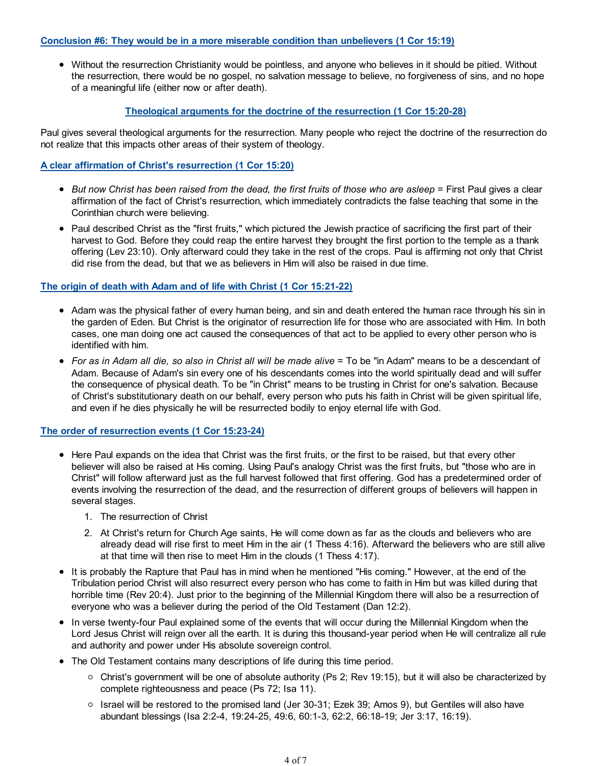### Conclusion #6: They would be in a more miserable condition than unbelievers (1 Cor 15:19)

- Without the resurrection Christianity would be pointless, and anyone who believes in it should be pitied. Without the resurrection, there would be no gospel, no salvation message to believe, no forgiveness of sins, and no hope of a meaningful life (either now or after death).

## Theological arguments for the doctrine of the resurrection (1 Cor 15:20-28)

Paul gives several theological arguments for the resurrection. Many people who reject the doctrine of the resurrection do not realize that this impacts other areas of their system of theology.

### A clear affirmation of Christ's resurrection (1 Cor 15:20)

- *But now Christ has been raised from the dead, the first fruits of those who are asleep* = First Paul gives a clear affirmation of the fact of Christ's resurrection, which immediately contradicts the false teaching that some in the Corinthian church were believing.
- Paul described Christ as the "first fruits," which pictured the Jewish practice of sacrificing the first part of their harvest to God. Before they could reap the entire harvest they brought the first portion to the temple as a thank offering (Lev 23:10). Only afterward could they take in the rest of the crops. Paul is affirming not only that Christ did rise from the dead, but that we as believers in Him will also be raised in due time.

### The origin of death with Adam and of life with Christ (1 Cor 15:21-22)

- Adam was the physical father of every human being, and sin and death entered the human race through his sin in the garden of Eden. But Christ is the originator of resurrection life for those who are associated with Him. In both cases, one man doing one act caused the consequences of that act to be applied to every other person who is identified with him.
- *For as in Adam all die, so also in Christ all will be made alive* = To be "in Adam" means to be a descendant of Adam. Because of Adam's sin every one of his descendants comes into the world spiritually dead and will suffer the consequence of physical death. To be "in Christ" means to be trusting in Christ for one's salvation. Because of Christ's substitutionary death on our behalf, every person who puts his faith in Christ will be given spiritual life, and even if he dies physically he will be resurrected bodily to enjoy eternal life with God.

### The order of resurrection events (1 Cor 15:23-24)

- Here Paul expands on the idea that Christ was the first fruits, or the first to be raised, but that every other believer will also be raised at His coming. Using Paul's analogy Christ was the first fruits, but "those who are in Christ" will follow afterward just as the full harvest followed that first offering. God has a predetermined order of events involving the resurrection of the dead, and the resurrection of different groups of believers will happen in several stages.
  1. The resurrection of Christ
  2. At Christ's return for Church Age saints, He will come down as far as the clouds and believers who are already dead will rise first to meet Him in the air (1 Thess 4:16). Afterward the believers who are still alive at that time will then rise to meet Him in the clouds (1 Thess 4:17).
- It is probably the Rapture that Paul has in mind when he mentioned "His coming." However, at the end of the Tribulation period Christ will also resurrect every person who has come to faith in Him but was killed during that horrible time (Rev 20:4). Just prior to the beginning of the Millennial Kingdom there will also be a resurrection of everyone who was a believer during the period of the Old Testament (Dan 12:2).
- In verse twenty-four Paul explained some of the events that will occur during the Millennial Kingdom when the Lord Jesus Christ will reign over all the earth. It is during this thousand-year period when He will centralize all rule and authority and power under His absolute sovereign control.
- The Old Testament contains many descriptions of life during this time period.
  - Christ's government will be one of absolute authority (Ps 2; Rev 19:15), but it will also be characterized by complete righteousness and peace (Ps 72; Isa 11).
  - Israel will be restored to the promised land (Jer 30-31; Ezek 39; Amos 9), but Gentiles will also have abundant blessings (Isa 2:2-4, 19:24-25, 49:6, 60:1-3, 62:2, 66:18-19; Jer 3:17, 16:19).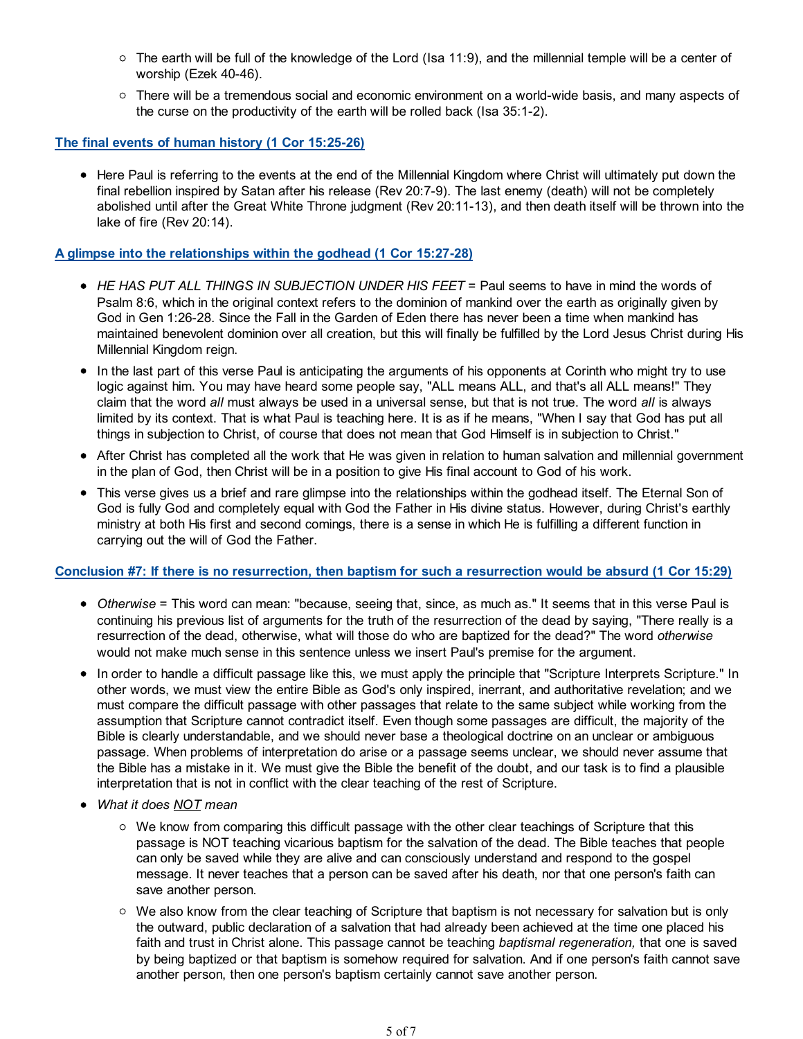- The earth will be full of the knowledge of the Lord (Isa 11:9), and the millennial temple will be a center of worship (Ezek 40-46).
   - There will be a tremendous social and economic environment on a world-wide basis, and many aspects of the curse on the productivity of the earth will be rolled back (Isa 35:1-2).

**The final events of human history (1 Cor 15:25-26)**

- Here Paul is referring to the events at the end of the Millennial Kingdom where Christ will ultimately put down the final rebellion inspired by Satan after his release (Rev 20:7-9). The last enemy (death) will not be completely abolished until after the Great White Throne judgment (Rev 20:11-13), and then death itself will be thrown into the lake of fire (Rev 20:14).

**A glimpse into the relationships within the godhead (1 Cor 15:27-28)**

- *HE HAS PUT ALL THINGS IN SUBJECTION UNDER HIS FEET* = Paul seems to have in mind the words of Psalm 8:6, which in the original context refers to the dominion of mankind over the earth as originally given by God in Gen 1:26-28. Since the Fall in the Garden of Eden there has never been a time when mankind has maintained benevolent dominion over all creation, but this will finally be fulfilled by the Lord Jesus Christ during His Millennial Kingdom reign.
- In the last part of this verse Paul is anticipating the arguments of his opponents at Corinth who might try to use logic against him. You may have heard some people say, "ALL means ALL, and that's all ALL means!" They claim that the word *all* must always be used in a universal sense, but that is not true. The word *all* is always limited by its context. That is what Paul is teaching here. It is as if he means, "When I say that God has put all things in subjection to Christ, of course that does not mean that God Himself is in subjection to Christ."
- After Christ has completed all the work that He was given in relation to human salvation and millennial government in the plan of God, then Christ will be in a position to give His final account to God of his work.
- This verse gives us a brief and rare glimpse into the relationships within the godhead itself. The Eternal Son of God is fully God and completely equal with God the Father in His divine status. However, during Christ's earthly ministry at both His first and second comings, there is a sense in which He is fulfilling a different function in carrying out the will of God the Father.

**Conclusion #7: If there is no resurrection, then baptism for such a resurrection would be absurd (1 Cor 15:29)**

- *Otherwise* = This word can mean: "because, seeing that, since, as much as." It seems that in this verse Paul is continuing his previous list of arguments for the truth of the resurrection of the dead by saying, "There really is a resurrection of the dead, otherwise, what will those do who are baptized for the dead?" The word *otherwise* would not make much sense in this sentence unless we insert Paul's premise for the argument.
- In order to handle a difficult passage like this, we must apply the principle that "Scripture Interprets Scripture." In other words, we must view the entire Bible as God's only inspired, inerrant, and authoritative revelation; and we must compare the difficult passage with other passages that relate to the same subject while working from the assumption that Scripture cannot contradict itself. Even though some passages are difficult, the majority of the Bible is clearly understandable, and we should never base a theological doctrine on an unclear or ambiguous passage. When problems of interpretation do arise or a passage seems unclear, we should never assume that the Bible has a mistake in it. We must give the Bible the benefit of the doubt, and our task is to find a plausible interpretation that is not in conflict with the clear teaching of the rest of Scripture.
- *What it does NOT mean*
   - We know from comparing this difficult passage with the other clear teachings of Scripture that this passage is NOT teaching vicarious baptism for the salvation of the dead. The Bible teaches that people can only be saved while they are alive and can consciously understand and respond to the gospel message. It never teaches that a person can be saved after his death, nor that one person's faith can save another person.
   - We also know from the clear teaching of Scripture that baptism is not necessary for salvation but is only the outward, public declaration of a salvation that had already been achieved at the time one placed his faith and trust in Christ alone. This passage cannot be teaching *baptismal regeneration,* that one is saved by being baptized or that baptism is somehow required for salvation. And if one person's faith cannot save another person, then one person's baptism certainly cannot save another person.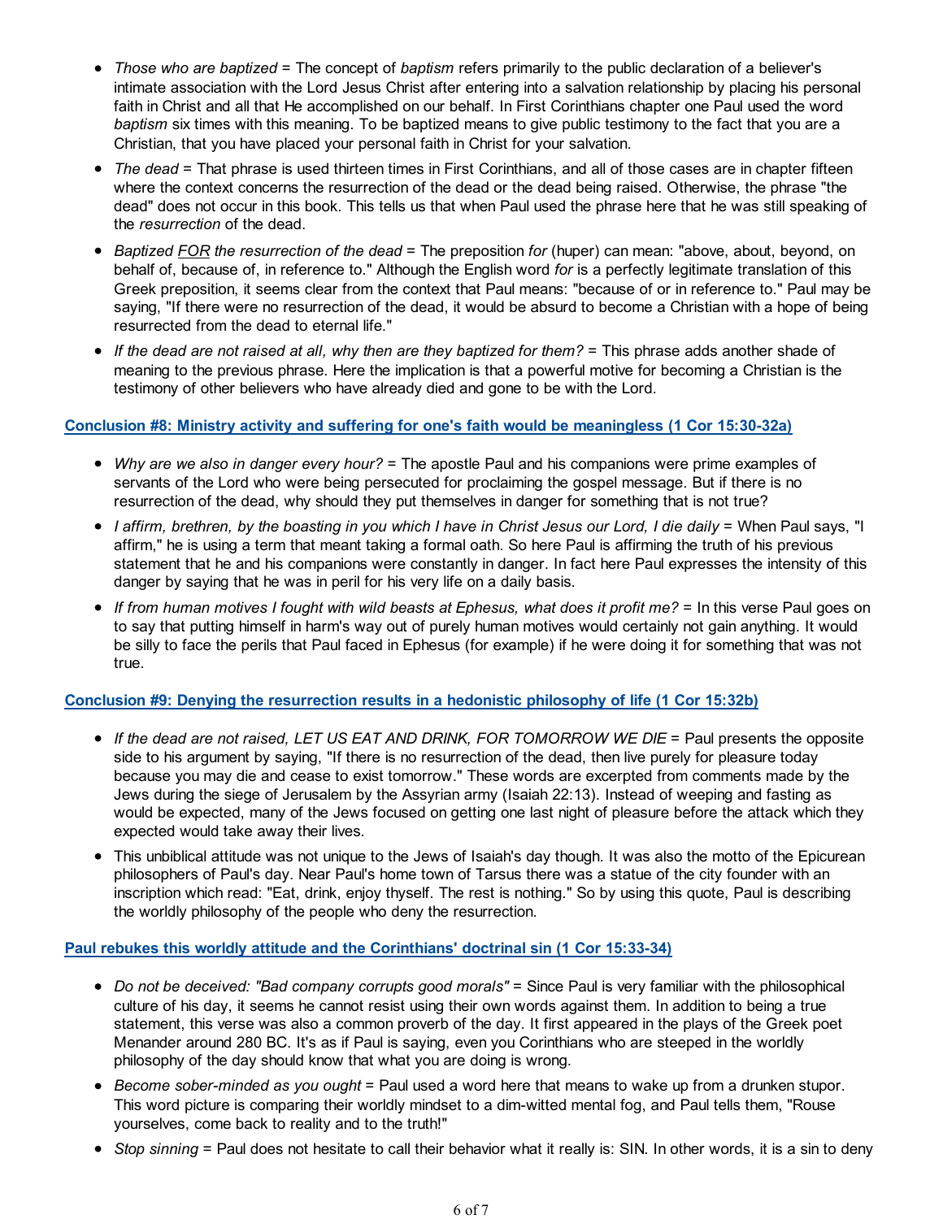- *Those who are baptized* = The concept of *baptism* refers primarily to the public declaration of a believer's intimate association with the Lord Jesus Christ after entering into a salvation relationship by placing his personal faith in Christ and all that He accomplished on our behalf. In First Corinthians chapter one Paul used the word *baptism* six times with this meaning. To be baptized means to give public testimony to the fact that you are a Christian, that you have placed your personal faith in Christ for your salvation.
- *The dead* = That phrase is used thirteen times in First Corinthians, and all of those cases are in chapter fifteen where the context concerns the resurrection of the dead or the dead being raised. Otherwise, the phrase "the dead" does not occur in this book. This tells us that when Paul used the phrase here that he was still speaking of the *resurrection* of the dead.
- *Baptized FOR the resurrection of the dead* = The preposition *for* (huper) can mean: "above, about, beyond, on behalf of, because of, in reference to." Although the English word *for* is a perfectly legitimate translation of this Greek preposition, it seems clear from the context that Paul means: "because of or in reference to." Paul may be saying, "If there were no resurrection of the dead, it would be absurd to become a Christian with a hope of being resurrected from the dead to eternal life."
- *If the dead are not raised at all, why then are they baptized for them?* = This phrase adds another shade of meaning to the previous phrase. Here the implication is that a powerful motive for becoming a Christian is the testimony of other believers who have already died and gone to be with the Lord.

### Conclusion #8: Ministry activity and suffering for one's faith would be meaningless (1 Cor 15:30-32a)

- *Why are we also in danger every hour?* = The apostle Paul and his companions were prime examples of servants of the Lord who were being persecuted for proclaiming the gospel message. But if there is no resurrection of the dead, why should they put themselves in danger for something that is not true?
- *I affirm, brethren, by the boasting in you which I have in Christ Jesus our Lord, I die daily* = When Paul says, "I affirm," he is using a term that meant taking a formal oath. So here Paul is affirming the truth of his previous statement that he and his companions were constantly in danger. In fact here Paul expresses the intensity of this danger by saying that he was in peril for his very life on a daily basis.
- *If from human motives I fought with wild beasts at Ephesus, what does it profit me?* = In this verse Paul goes on to say that putting himself in harm's way out of purely human motives would certainly not gain anything. It would be silly to face the perils that Paul faced in Ephesus (for example) if he were doing it for something that was not true.

### Conclusion #9: Denying the resurrection results in a hedonistic philosophy of life (1 Cor 15:32b)

- *If the dead are not raised, LET US EAT AND DRINK, FOR TOMORROW WE DIE* = Paul presents the opposite side to his argument by saying, "If there is no resurrection of the dead, then live purely for pleasure today because you may die and cease to exist tomorrow." These words are excerpted from comments made by the Jews during the siege of Jerusalem by the Assyrian army (Isaiah 22:13). Instead of weeping and fasting as would be expected, many of the Jews focused on getting one last night of pleasure before the attack which they expected would take away their lives.
- This unbiblical attitude was not unique to the Jews of Isaiah's day though. It was also the motto of the Epicurean philosophers of Paul's day. Near Paul's home town of Tarsus there was a statue of the city founder with an inscription which read: "Eat, drink, enjoy thyself. The rest is nothing." So by using this quote, Paul is describing the worldly philosophy of the people who deny the resurrection.

### Paul rebukes this worldly attitude and the Corinthians' doctrinal sin (1 Cor 15:33-34)

- *Do not be deceived: "Bad company corrupts good morals"* = Since Paul is very familiar with the philosophical culture of his day, it seems he cannot resist using their own words against them. In addition to being a true statement, this verse was also a common proverb of the day. It first appeared in the plays of the Greek poet Menander around 280 BC. It's as if Paul is saying, even you Corinthians who are steeped in the worldly philosophy of the day should know that what you are doing is wrong.
- *Become sober-minded as you ought* = Paul used a word here that means to wake up from a drunken stupor. This word picture is comparing their worldly mindset to a dim-witted mental fog, and Paul tells them, "Rouse yourselves, come back to reality and to the truth!"
- *Stop sinning* = Paul does not hesitate to call their behavior what it really is: SIN. In other words, it is a sin to deny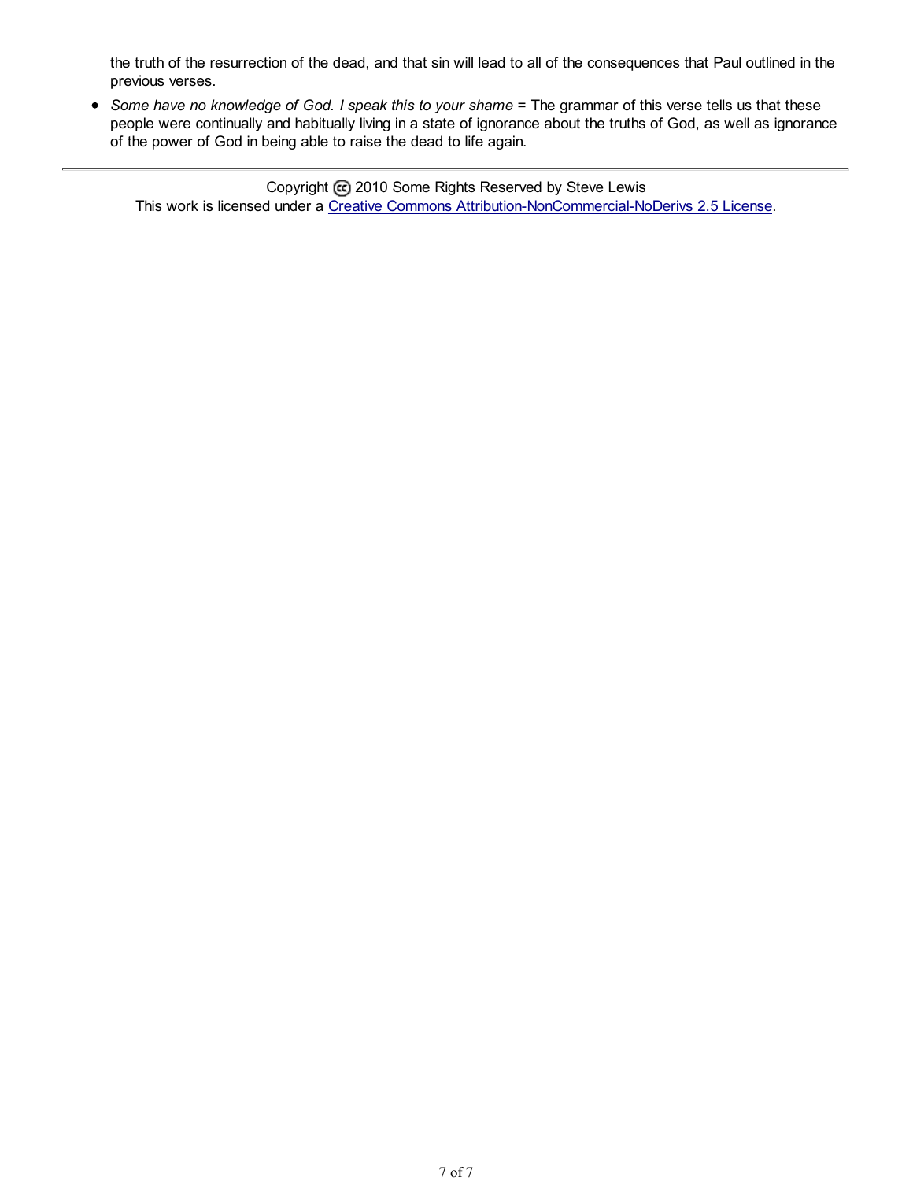the truth of the resurrection of the dead, and that sin will lead to all of the consequences that Paul outlined in the previous verses.

- *Some have no knowledge of God. I speak this to your shame* = The grammar of this verse tells us that these people were continually and habitually living in a state of ignorance about the truths of God, as well as ignorance of the power of God in being able to raise the dead to life again.

---

Copyright 🅭 2010 Some Rights Reserved by Steve Lewis
This work is licensed under a Creative Commons Attribution-NonCommercial-NoDerivs 2.5 License.